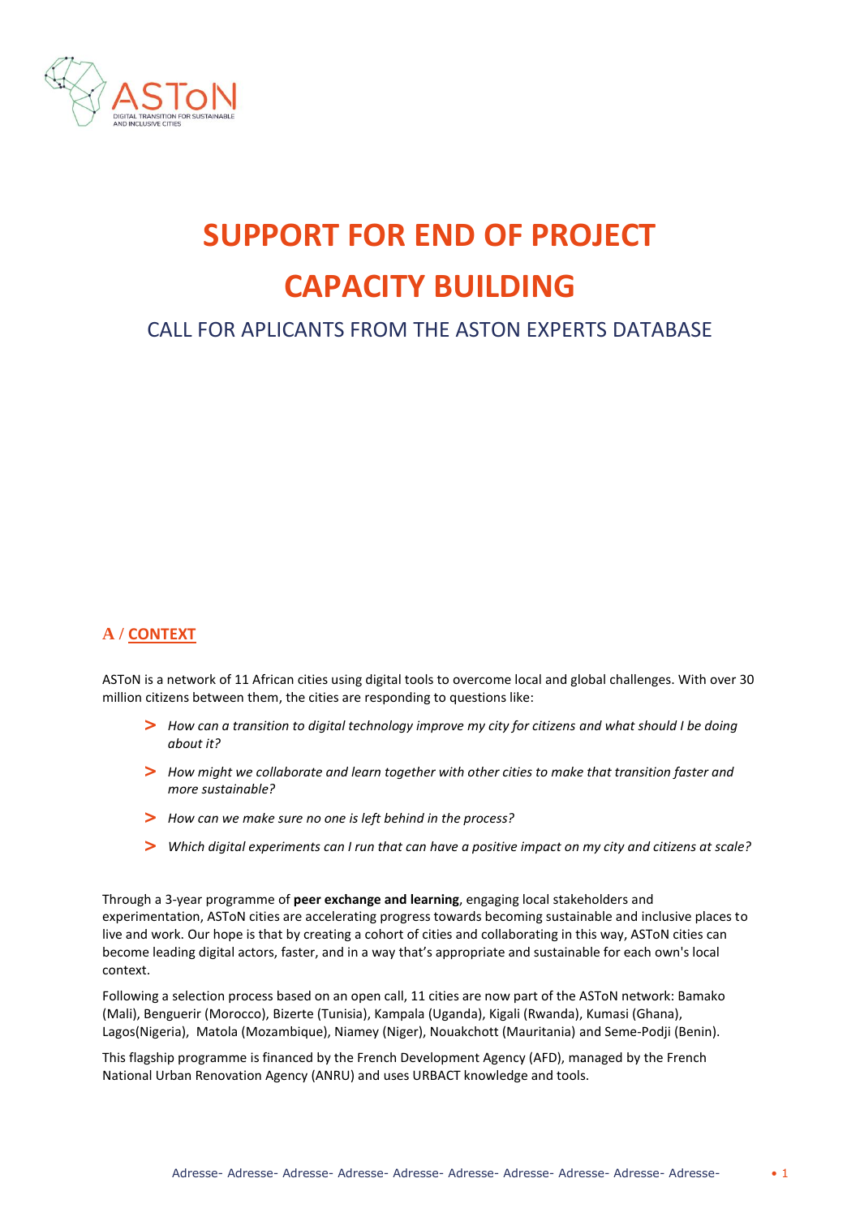# SUPPORT FOR END OF PROJECT CAPACITY BUILDING

## CALL FOR APLICANTS FROM THE ASTON EXPERTS DATABASE

## A / CONTEXT

ASToN is a network of 11 African cities using digital tools to overcome local and global challenges. With over 30 million citizens between them, the cities are responding to questions like:

- *How can a transition to digital technology improve my city for citizens and what should I be doing about it?*
- *How might we collaborate and learn together with other cities to make that transition faster and more sustainable?*
- *How can we make sure no one is left behind in the process?*
- *Which digital experiments can I run that can have a positive impact on my city and citizens at scale?*

Through a 3-year programme of **peer exchange and learning**, engaging local stakeholders and experimentation, ASToN cities are accelerating progress towards becoming sustainable and inclusive places to live and work. Our hope is that by creating a cohort of cities and collaborating in this way, ASToN cities can become leading digital actors, faster, and in a way that's appropriate and sustainable for each own's local context.

Following a selection process based on an open call, 11 cities are now part of the ASToN network: Bamako (Mali), Benguerir (Morocco), Bizerte (Tunisia), Kampala (Uganda), Kigali (Rwanda), Kumasi (Ghana), Lagos(Nigeria), Matola (Mozambique), Niamey (Niger), Nouakchott (Mauritania) and Seme-Podji (Benin).

This flagship programme is financed by the French Development Agency (AFD), managed by the French National Urban Renovation Agency (ANRU) and uses URBACT knowledge and tools.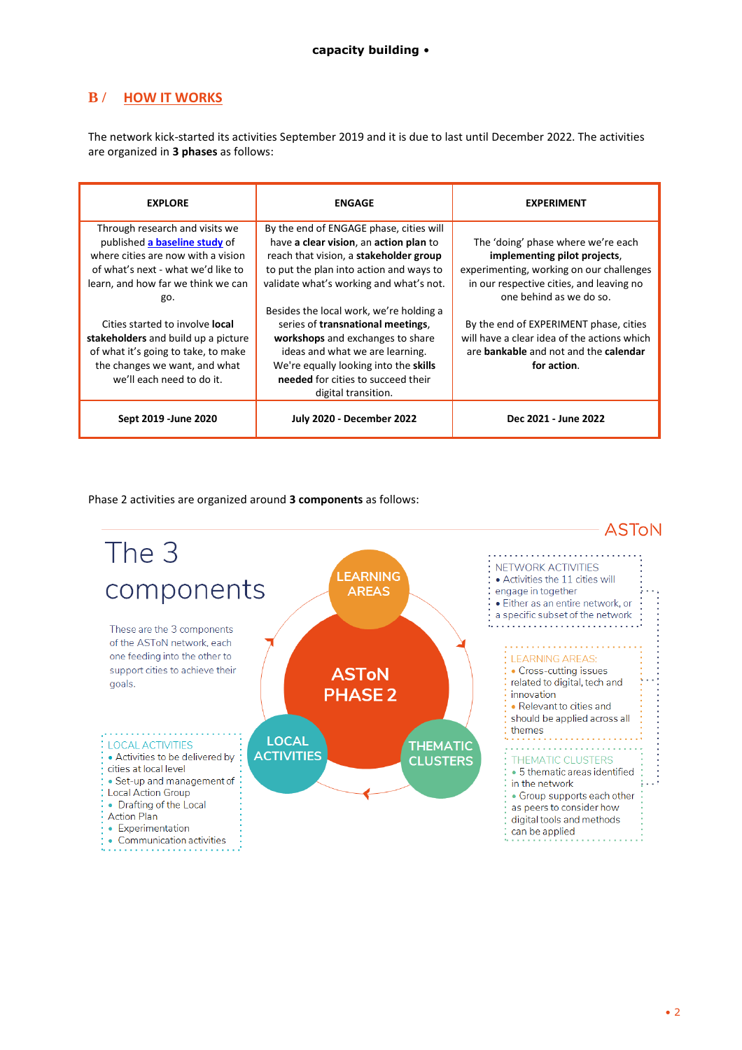## B / HOW IT WORKS

The network kick-started its activities September 2019 and it is due to last until December 2022. The activities are organized in **3 phases** as follows:

| EXPLORE | ENGAGE | EXPERIMENT |
|---|---|---|
| Through research and visits we published [a baseline study](#) of where cities are now with a vision of what's next - what we'd like to learn, and how far we think we can go.<br><br>Cities started to involve **local stakeholders** and build up a picture of what it's going to take, to make the changes we want, and what we'll each need to do it. | By the end of ENGAGE phase, cities will have **a clear vision**, an **action plan** to reach that vision, a **stakeholder group** to put the plan into action and ways to validate what's working and what's not.<br><br>Besides the local work, we're holding a series of **transnational meetings**, **workshops** and exchanges to share ideas and what we are learning. We're equally looking into the **skills needed** for cities to succeed their digital transition. | The 'doing' phase where we're each **implementing pilot projects**, experimenting, working on our challenges in our respective cities, and leaving no one behind as we do so.<br><br>By the end of EXPERIMENT phase, cities will have a clear idea of the actions which are **bankable** and not and the **calendar for action**. |
| **Sept 2019 -June 2020** | **July 2020 - December 2022** | **Dec 2021 - June 2022** |

Phase 2 activities are organized around **3 components** as follows:

ASToN

# The 3 components

These are the 3 components of the ASToN network, each one feeding into the other to support cities to achieve their goals.

ASToN PHASE 2: LEARNING AREAS, LOCAL ACTIVITIES, THEMATIC CLUSTERS

NETWORK ACTIVITIES
- Activities the 11 cities will engage in together
- Either as an entire network, or a specific subset of the network

LEARNING AREAS:
- Cross-cutting issues related to digital, tech and innovation
- Relevant to cities and should be applied across all themes

THEMATIC CLUSTERS
- 5 thematic areas identified in the network
- Group supports each other as peers to consider how digital tools and methods can be applied

LOCAL ACTIVITIES
- Activities to be delivered by cities at local level
- Set-up and management of Local Action Group
- Drafting of the Local Action Plan
- Experimentation
- Communication activities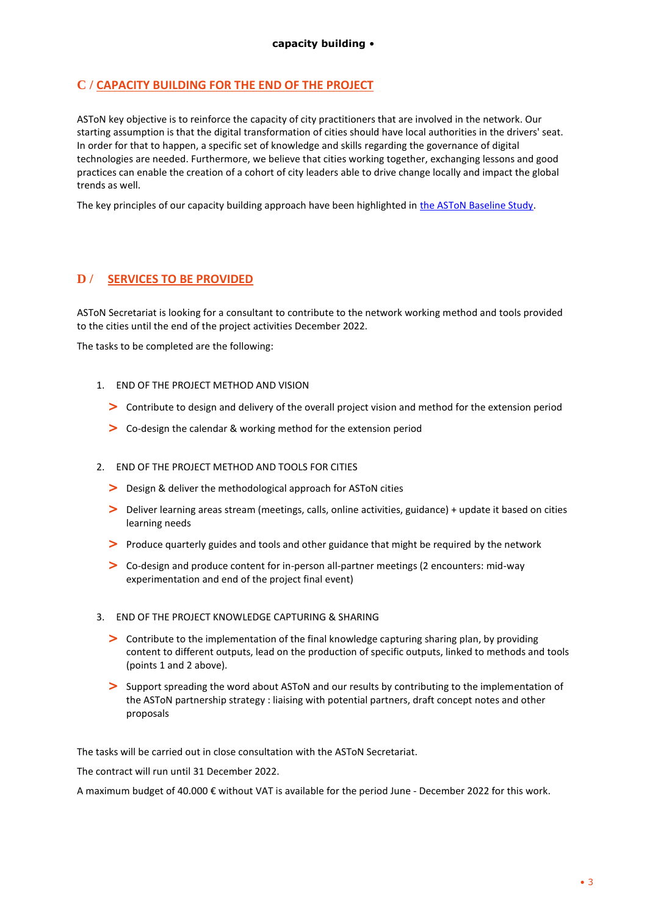## C / CAPACITY BUILDING FOR THE END OF THE PROJECT

ASToN key objective is to reinforce the capacity of city practitioners that are involved in the network. Our starting assumption is that the digital transformation of cities should have local authorities in the drivers' seat. In order for that to happen, a specific set of knowledge and skills regarding the governance of digital technologies are needed. Furthermore, we believe that cities working together, exchanging lessons and good practices can enable the creation of a cohort of city leaders able to drive change locally and impact the global trends as well.

The key principles of our capacity building approach have been highlighted in the ASToN Baseline Study.

## D / SERVICES TO BE PROVIDED

ASToN Secretariat is looking for a consultant to contribute to the network working method and tools provided to the cities until the end of the project activities December 2022.

The tasks to be completed are the following:

1. END OF THE PROJECT METHOD AND VISION
   - Contribute to design and delivery of the overall project vision and method for the extension period
   - Co-design the calendar & working method for the extension period

2. END OF THE PROJECT METHOD AND TOOLS FOR CITIES
   - Design & deliver the methodological approach for ASToN cities
   - Deliver learning areas stream (meetings, calls, online activities, guidance) + update it based on cities learning needs
   - Produce quarterly guides and tools and other guidance that might be required by the network
   - Co-design and produce content for in-person all-partner meetings (2 encounters: mid-way experimentation and end of the project final event)

3. END OF THE PROJECT KNOWLEDGE CAPTURING & SHARING
   - Contribute to the implementation of the final knowledge capturing sharing plan, by providing content to different outputs, lead on the production of specific outputs, linked to methods and tools (points 1 and 2 above).
   - Support spreading the word about ASToN and our results by contributing to the implementation of the ASToN partnership strategy : liaising with potential partners, draft concept notes and other proposals

The tasks will be carried out in close consultation with the ASToN Secretariat.

The contract will run until 31 December 2022.

A maximum budget of 40.000 € without VAT is available for the period June - December 2022 for this work.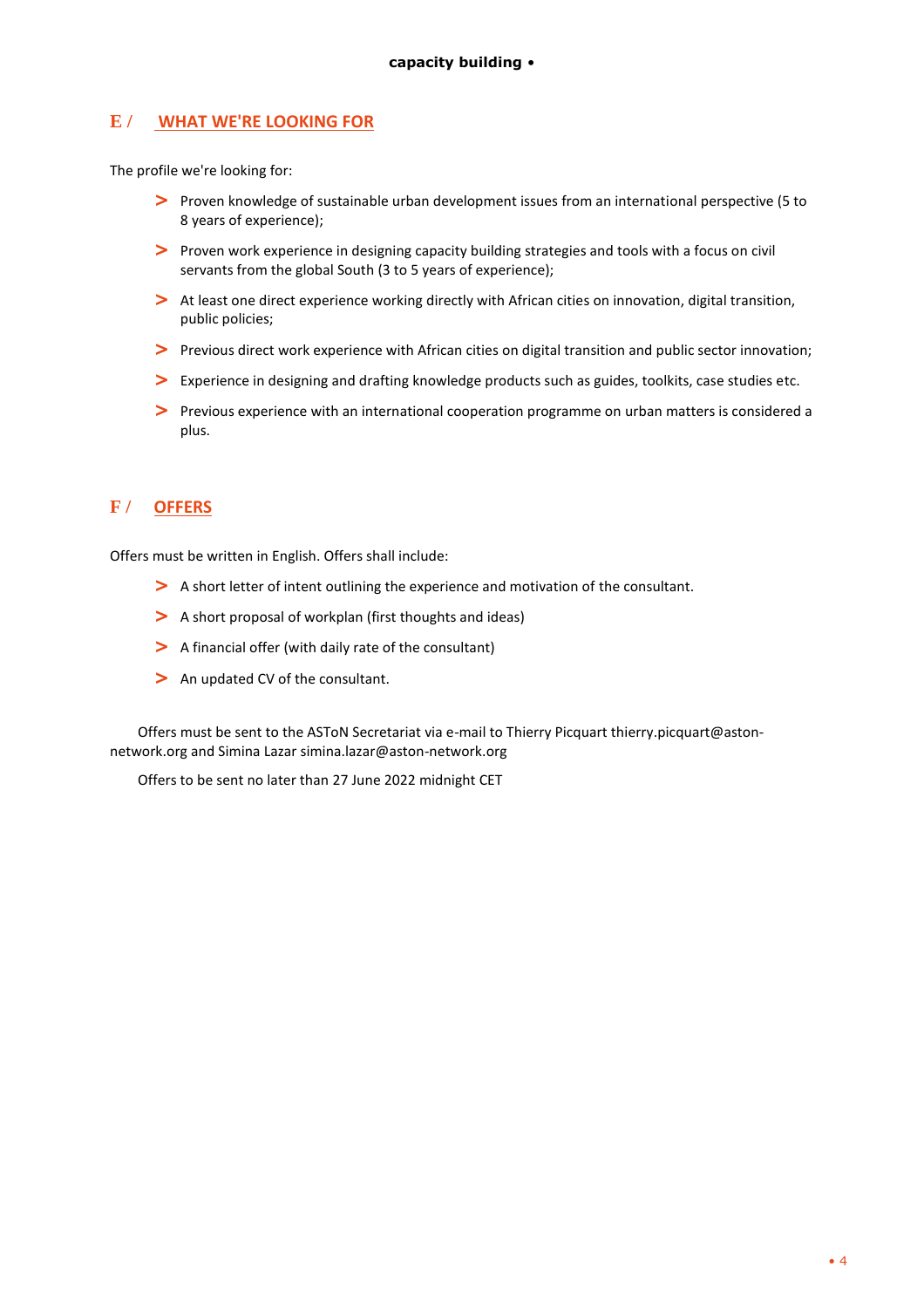## E / WHAT WE'RE LOOKING FOR

The profile we're looking for:

- Proven knowledge of sustainable urban development issues from an international perspective (5 to 8 years of experience);
- Proven work experience in designing capacity building strategies and tools with a focus on civil servants from the global South (3 to 5 years of experience);
- At least one direct experience working directly with African cities on innovation, digital transition, public policies;
- Previous direct work experience with African cities on digital transition and public sector innovation;
- Experience in designing and drafting knowledge products such as guides, toolkits, case studies etc.
- Previous experience with an international cooperation programme on urban matters is considered a plus.

## F / OFFERS

Offers must be written in English. Offers shall include:

- A short letter of intent outlining the experience and motivation of the consultant.
- A short proposal of workplan (first thoughts and ideas)
- A financial offer (with daily rate of the consultant)
- An updated CV of the consultant.

Offers must be sent to the ASToN Secretariat via e-mail to Thierry Picquart thierry.picquart@aston-network.org and Simina Lazar simina.lazar@aston-network.org

Offers to be sent no later than 27 June 2022 midnight CET